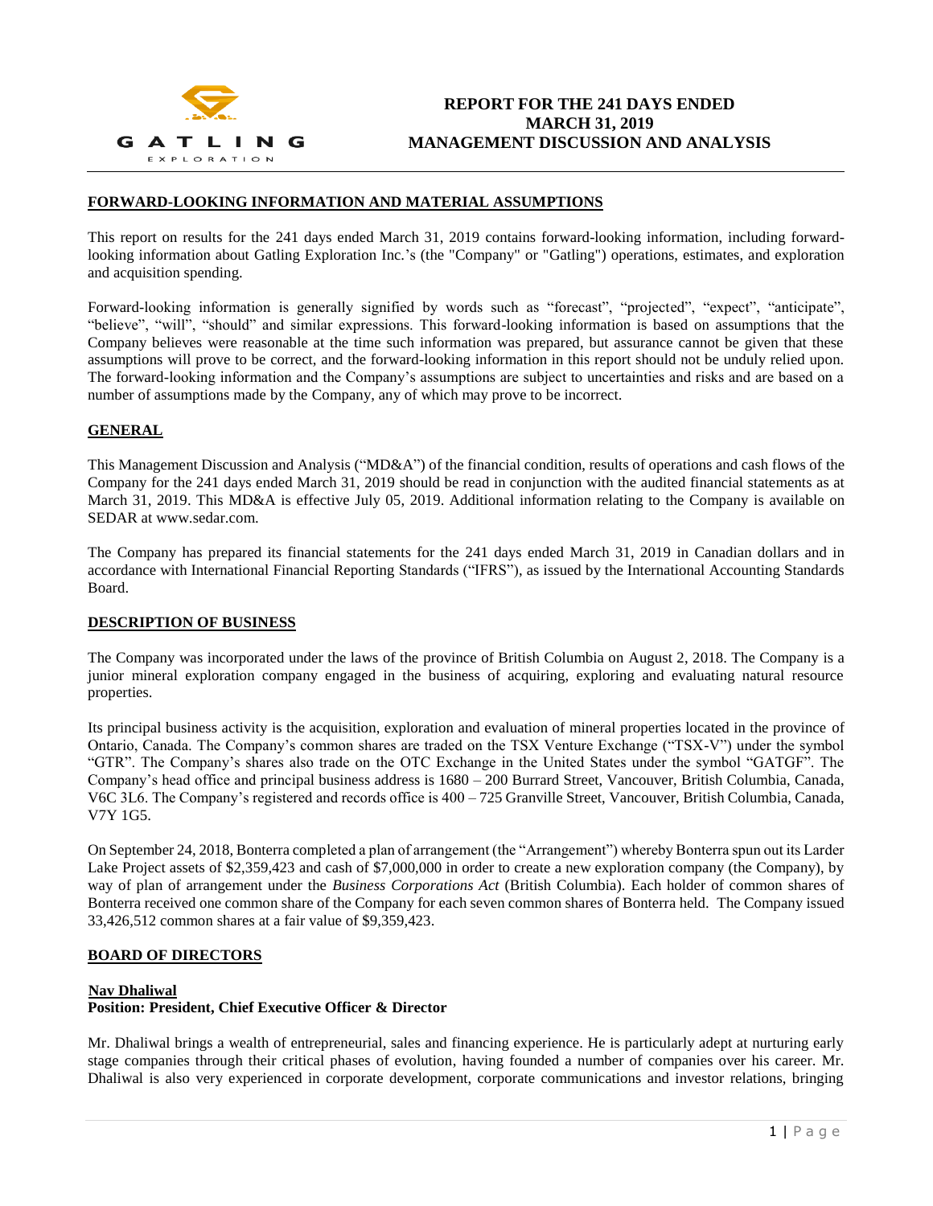# REPORT FOR THE 241 DAYS ENDED MARCH 31, 2019 MANAGEMENT DISCUSSION AND ANALYSIS

## FORWARD-LOOKING INFORMATION AND MATERIAL ASSUMPTIONS

This report on results for the 241 days ended March 31, 2019 contains forward-looking information, including forward-looking information about Gatling Exploration Inc.'s (the "Company" or "Gatling") operations, estimates, and exploration and acquisition spending.

Forward-looking information is generally signified by words such as "forecast", "projected", "expect", "anticipate", "believe", "will", "should" and similar expressions. This forward-looking information is based on assumptions that the Company believes were reasonable at the time such information was prepared, but assurance cannot be given that these assumptions will prove to be correct, and the forward-looking information in this report should not be unduly relied upon. The forward-looking information and the Company's assumptions are subject to uncertainties and risks and are based on a number of assumptions made by the Company, any of which may prove to be incorrect.

## GENERAL

This Management Discussion and Analysis ("MD&A") of the financial condition, results of operations and cash flows of the Company for the 241 days ended March 31, 2019 should be read in conjunction with the audited financial statements as at March 31, 2019. This MD&A is effective July 05, 2019. Additional information relating to the Company is available on SEDAR at www.sedar.com.

The Company has prepared its financial statements for the 241 days ended March 31, 2019 in Canadian dollars and in accordance with International Financial Reporting Standards ("IFRS"), as issued by the International Accounting Standards Board.

## DESCRIPTION OF BUSINESS

The Company was incorporated under the laws of the province of British Columbia on August 2, 2018. The Company is a junior mineral exploration company engaged in the business of acquiring, exploring and evaluating natural resource properties.

Its principal business activity is the acquisition, exploration and evaluation of mineral properties located in the province of Ontario, Canada. The Company's common shares are traded on the TSX Venture Exchange ("TSX-V") under the symbol "GTR". The Company's shares also trade on the OTC Exchange in the United States under the symbol "GATGF". The Company's head office and principal business address is 1680 – 200 Burrard Street, Vancouver, British Columbia, Canada, V6C 3L6. The Company's registered and records office is 400 – 725 Granville Street, Vancouver, British Columbia, Canada, V7Y 1G5.

On September 24, 2018, Bonterra completed a plan of arrangement (the "Arrangement") whereby Bonterra spun out its Larder Lake Project assets of $2,359,423 and cash of $7,000,000 in order to create a new exploration company (the Company), by way of plan of arrangement under the *Business Corporations Act* (British Columbia). Each holder of common shares of Bonterra received one common share of the Company for each seven common shares of Bonterra held. The Company issued 33,426,512 common shares at a fair value of $9,359,423.

## BOARD OF DIRECTORS

**Nav Dhaliwal**
**Position: President, Chief Executive Officer & Director**

Mr. Dhaliwal brings a wealth of entrepreneurial, sales and financing experience. He is particularly adept at nurturing early stage companies through their critical phases of evolution, having founded a number of companies over his career. Mr. Dhaliwal is also very experienced in corporate development, corporate communications and investor relations, bringing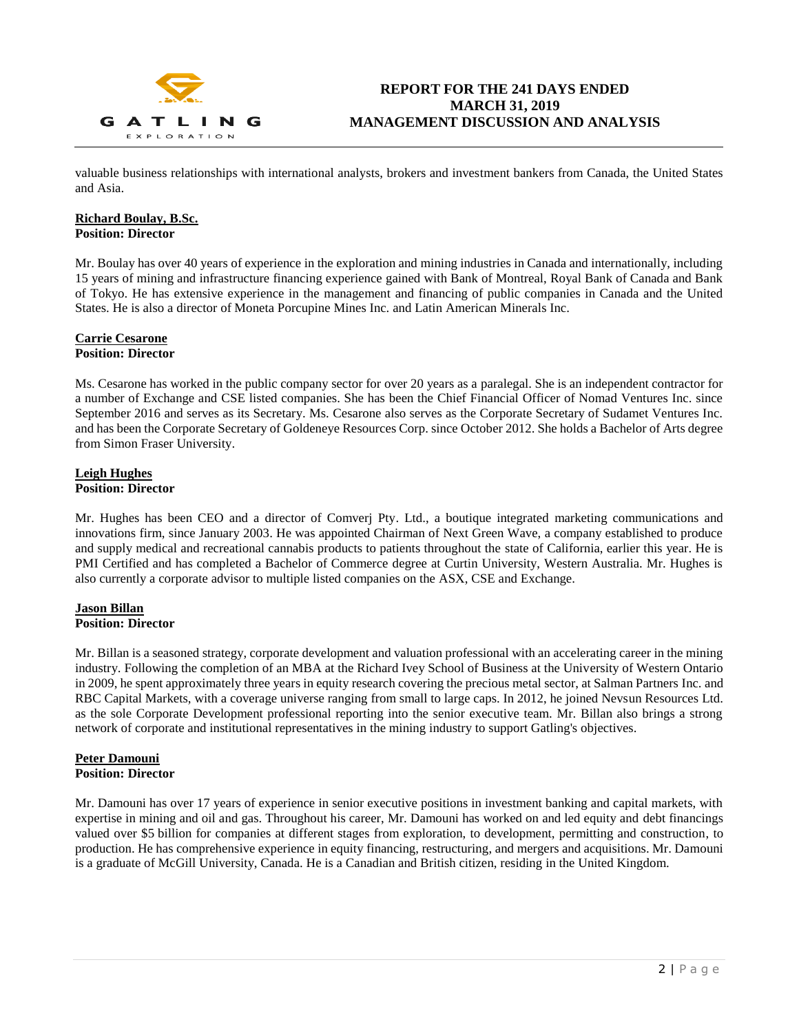valuable business relationships with international analysts, brokers and investment bankers from Canada, the United States and Asia.

**Richard Boulay, B.Sc.**
**Position: Director**

Mr. Boulay has over 40 years of experience in the exploration and mining industries in Canada and internationally, including 15 years of mining and infrastructure financing experience gained with Bank of Montreal, Royal Bank of Canada and Bank of Tokyo. He has extensive experience in the management and financing of public companies in Canada and the United States. He is also a director of Moneta Porcupine Mines Inc. and Latin American Minerals Inc.

**Carrie Cesarone**
**Position: Director**

Ms. Cesarone has worked in the public company sector for over 20 years as a paralegal. She is an independent contractor for a number of Exchange and CSE listed companies. She has been the Chief Financial Officer of Nomad Ventures Inc. since September 2016 and serves as its Secretary. Ms. Cesarone also serves as the Corporate Secretary of Sudamet Ventures Inc. and has been the Corporate Secretary of Goldeneye Resources Corp. since October 2012. She holds a Bachelor of Arts degree from Simon Fraser University.

**Leigh Hughes**
**Position: Director**

Mr. Hughes has been CEO and a director of Comverj Pty. Ltd., a boutique integrated marketing communications and innovations firm, since January 2003. He was appointed Chairman of Next Green Wave, a company established to produce and supply medical and recreational cannabis products to patients throughout the state of California, earlier this year. He is PMI Certified and has completed a Bachelor of Commerce degree at Curtin University, Western Australia. Mr. Hughes is also currently a corporate advisor to multiple listed companies on the ASX, CSE and Exchange.

**Jason Billan**
**Position: Director**

Mr. Billan is a seasoned strategy, corporate development and valuation professional with an accelerating career in the mining industry. Following the completion of an MBA at the Richard Ivey School of Business at the University of Western Ontario in 2009, he spent approximately three years in equity research covering the precious metal sector, at Salman Partners Inc. and RBC Capital Markets, with a coverage universe ranging from small to large caps. In 2012, he joined Nevsun Resources Ltd. as the sole Corporate Development professional reporting into the senior executive team. Mr. Billan also brings a strong network of corporate and institutional representatives in the mining industry to support Gatling's objectives.

**Peter Damouni**
**Position: Director**

Mr. Damouni has over 17 years of experience in senior executive positions in investment banking and capital markets, with expertise in mining and oil and gas. Throughout his career, Mr. Damouni has worked on and led equity and debt financings valued over $5 billion for companies at different stages from exploration, to development, permitting and construction, to production. He has comprehensive experience in equity financing, restructuring, and mergers and acquisitions. Mr. Damouni is a graduate of McGill University, Canada. He is a Canadian and British citizen, residing in the United Kingdom.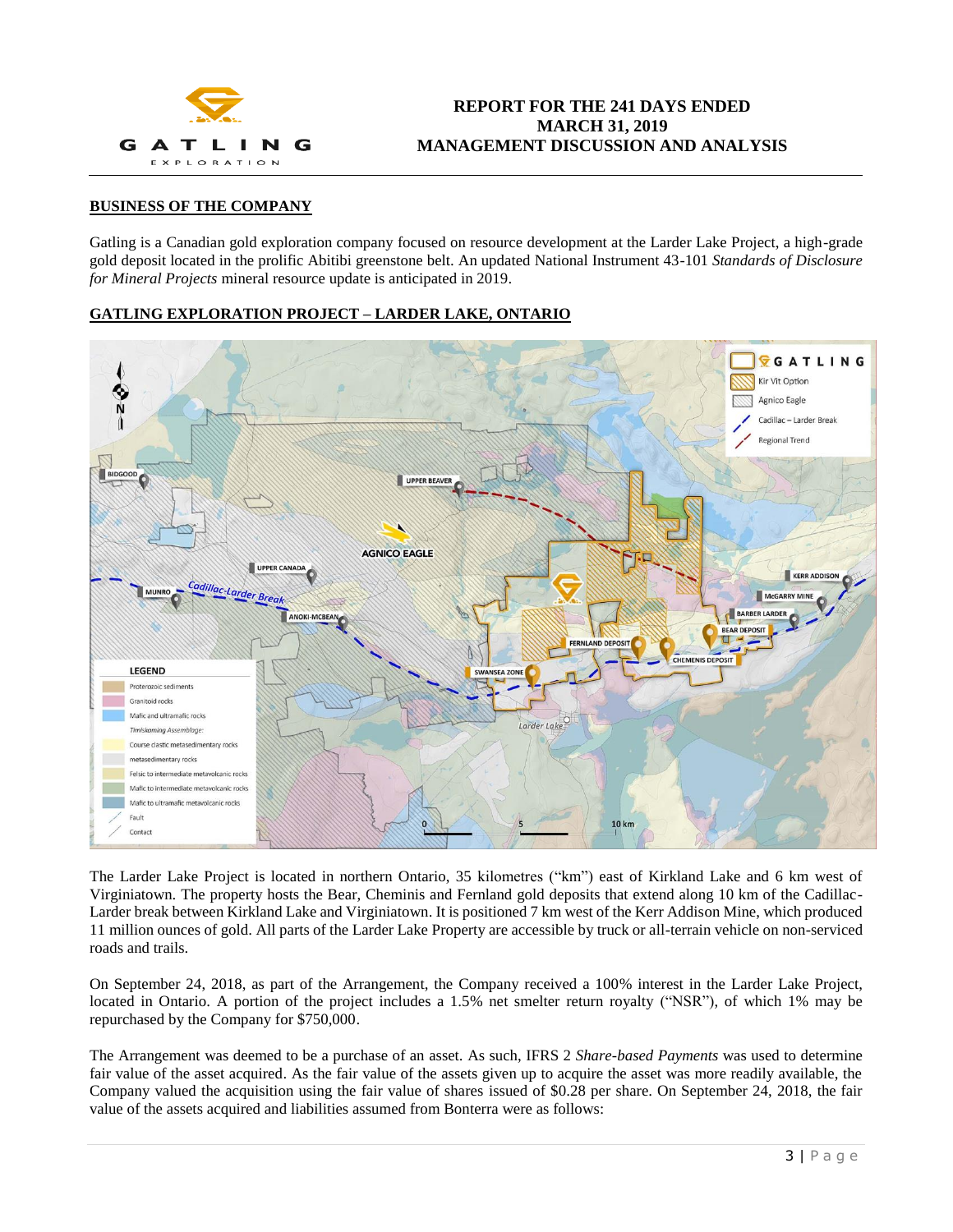## BUSINESS OF THE COMPANY

Gatling is a Canadian gold exploration company focused on resource development at the Larder Lake Project, a high-grade gold deposit located in the prolific Abitibi greenstone belt. An updated National Instrument 43-101 *Standards of Disclosure for Mineral Projects* mineral resource update is anticipated in 2019.

## GATLING EXPLORATION PROJECT – LARDER LAKE, ONTARIO

The Larder Lake Project is located in northern Ontario, 35 kilometres ("km") east of Kirkland Lake and 6 km west of Virginiatown. The property hosts the Bear, Cheminis and Fernland gold deposits that extend along 10 km of the Cadillac-Larder break between Kirkland Lake and Virginiatown. It is positioned 7 km west of the Kerr Addison Mine, which produced 11 million ounces of gold. All parts of the Larder Lake Property are accessible by truck or all-terrain vehicle on non-serviced roads and trails.

On September 24, 2018, as part of the Arrangement, the Company received a 100% interest in the Larder Lake Project, located in Ontario. A portion of the project includes a 1.5% net smelter return royalty ("NSR"), of which 1% may be repurchased by the Company for $750,000.

The Arrangement was deemed to be a purchase of an asset. As such, IFRS 2 *Share-based Payments* was used to determine fair value of the asset acquired. As the fair value of the assets given up to acquire the asset was more readily available, the Company valued the acquisition using the fair value of shares issued of $0.28 per share. On September 24, 2018, the fair value of the assets acquired and liabilities assumed from Bonterra were as follows: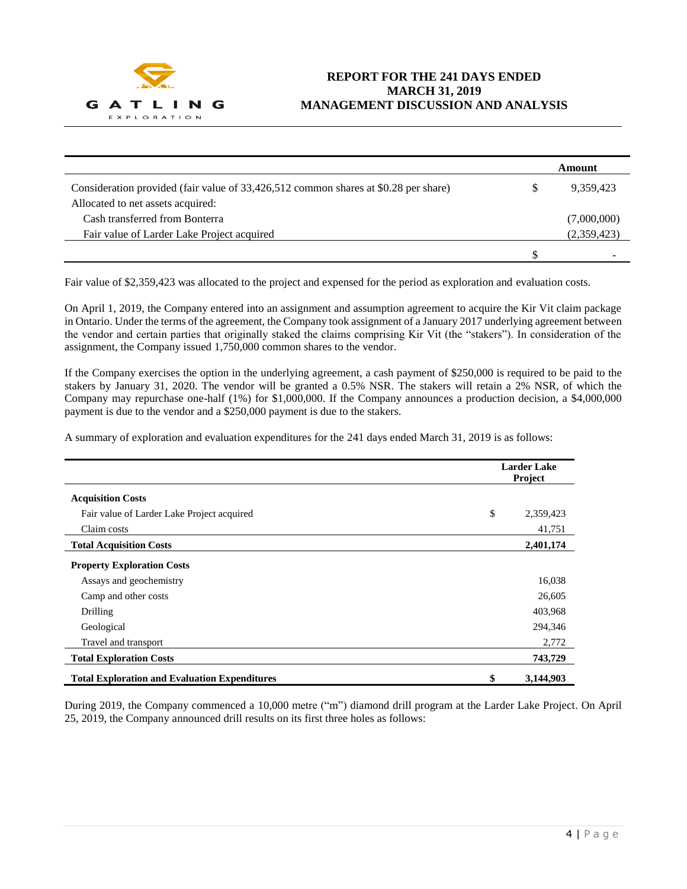| | | Amount |
|---|---|---|
| Consideration provided (fair value of 33,426,512 common shares at $0.28 per share) | $ | 9,359,423 |
| Allocated to net assets acquired: | | |
| Cash transferred from Bonterra | | (7,000,000) |
| Fair value of Larder Lake Project acquired | | (2,359,423) |
| | $ | - |

Fair value of $2,359,423 was allocated to the project and expensed for the period as exploration and evaluation costs.

On April 1, 2019, the Company entered into an assignment and assumption agreement to acquire the Kir Vit claim package in Ontario. Under the terms of the agreement, the Company took assignment of a January 2017 underlying agreement between the vendor and certain parties that originally staked the claims comprising Kir Vit (the "stakers"). In consideration of the assignment, the Company issued 1,750,000 common shares to the vendor.

If the Company exercises the option in the underlying agreement, a cash payment of $250,000 is required to be paid to the stakers by January 31, 2020. The vendor will be granted a 0.5% NSR. The stakers will retain a 2% NSR, of which the Company may repurchase one-half (1%) for $1,000,000. If the Company announces a production decision, a $4,000,000 payment is due to the vendor and a $250,000 payment is due to the stakers.

A summary of exploration and evaluation expenditures for the 241 days ended March 31, 2019 is as follows:

| | | Larder Lake Project |
|---|---|---|
| **Acquisition Costs** | | |
| Fair value of Larder Lake Project acquired | $ | 2,359,423 |
| Claim costs | | 41,751 |
| **Total Acquisition Costs** | | **2,401,174** |
| **Property Exploration Costs** | | |
| Assays and geochemistry | | 16,038 |
| Camp and other costs | | 26,605 |
| Drilling | | 403,968 |
| Geological | | 294,346 |
| Travel and transport | | 2,772 |
| **Total Exploration Costs** | | **743,729** |
| **Total Exploration and Evaluation Expenditures** | **$** | **3,144,903** |

During 2019, the Company commenced a 10,000 metre ("m") diamond drill program at the Larder Lake Project. On April 25, 2019, the Company announced drill results on its first three holes as follows: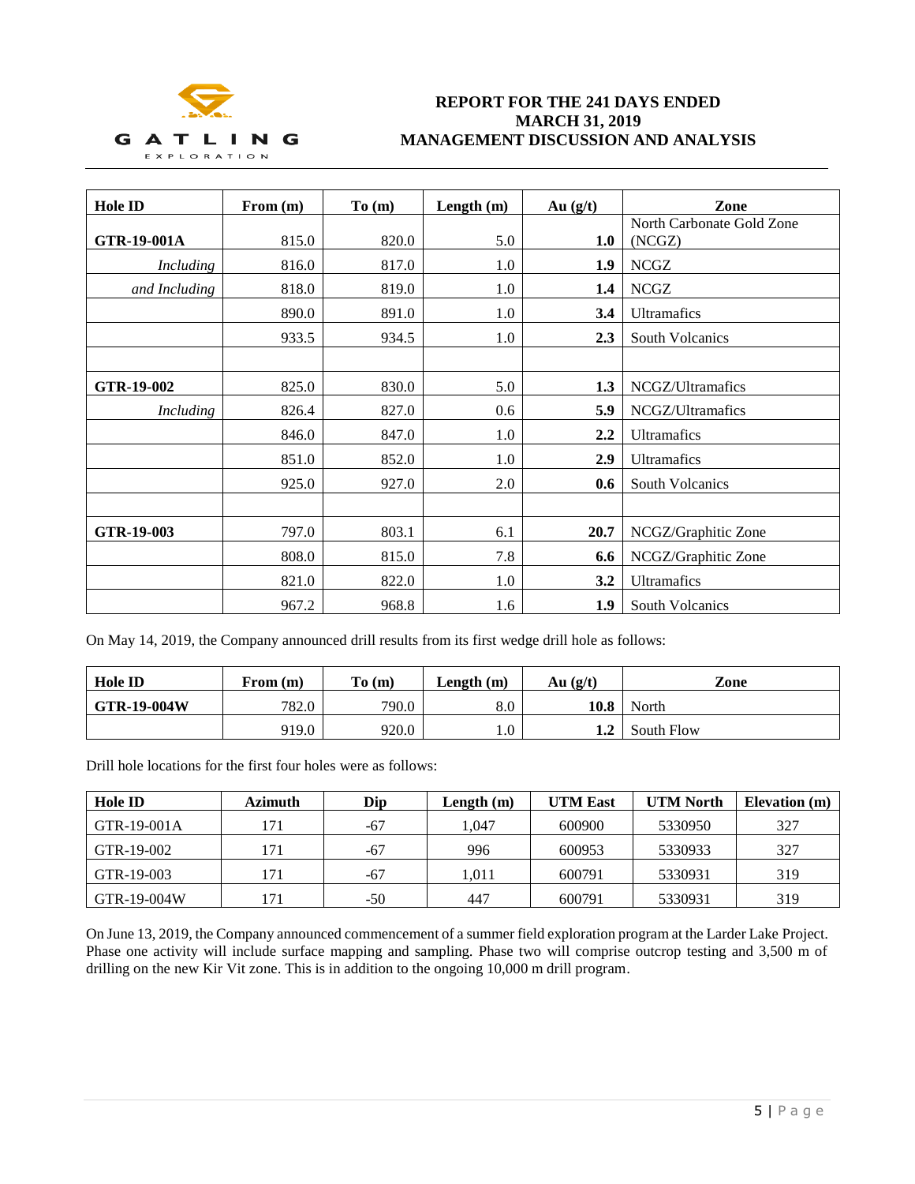| Hole ID | From (m) | To (m) | Length (m) | Au (g/t) | Zone |
|---|---|---|---|---|---|
| **GTR-19-001A** | 815.0 | 820.0 | 5.0 | **1.0** | North Carbonate Gold Zone (NCGZ) |
| *Including* | 816.0 | 817.0 | 1.0 | **1.9** | NCGZ |
| *and Including* | 818.0 | 819.0 | 1.0 | **1.4** | NCGZ |
| | 890.0 | 891.0 | 1.0 | **3.4** | Ultramafics |
| | 933.5 | 934.5 | 1.0 | **2.3** | South Volcanics |
| | | | | | |
| **GTR-19-002** | 825.0 | 830.0 | 5.0 | **1.3** | NCGZ/Ultramafics |
| *Including* | 826.4 | 827.0 | 0.6 | **5.9** | NCGZ/Ultramafics |
| | 846.0 | 847.0 | 1.0 | **2.2** | Ultramafics |
| | 851.0 | 852.0 | 1.0 | **2.9** | Ultramafics |
| | 925.0 | 927.0 | 2.0 | **0.6** | South Volcanics |
| | | | | | |
| **GTR-19-003** | 797.0 | 803.1 | 6.1 | **20.7** | NCGZ/Graphitic Zone |
| | 808.0 | 815.0 | 7.8 | **6.6** | NCGZ/Graphitic Zone |
| | 821.0 | 822.0 | 1.0 | **3.2** | Ultramafics |
| | 967.2 | 968.8 | 1.6 | **1.9** | South Volcanics |

On May 14, 2019, the Company announced drill results from its first wedge drill hole as follows:

| Hole ID | From (m) | To (m) | Length (m) | Au (g/t) | Zone |
|---|---|---|---|---|---|
| **GTR-19-004W** | 782.0 | 790.0 | 8.0 | **10.8** | North |
| | 919.0 | 920.0 | 1.0 | **1.2** | South Flow |

Drill hole locations for the first four holes were as follows:

| Hole ID | Azimuth | Dip | Length (m) | UTM East | UTM North | Elevation (m) |
|---|---|---|---|---|---|---|
| GTR-19-001A | 171 | -67 | 1,047 | 600900 | 5330950 | 327 |
| GTR-19-002 | 171 | -67 | 996 | 600953 | 5330933 | 327 |
| GTR-19-003 | 171 | -67 | 1,011 | 600791 | 5330931 | 319 |
| GTR-19-004W | 171 | -50 | 447 | 600791 | 5330931 | 319 |

On June 13, 2019, the Company announced commencement of a summer field exploration program at the Larder Lake Project. Phase one activity will include surface mapping and sampling. Phase two will comprise outcrop testing and 3,500 m of drilling on the new Kir Vit zone. This is in addition to the ongoing 10,000 m drill program.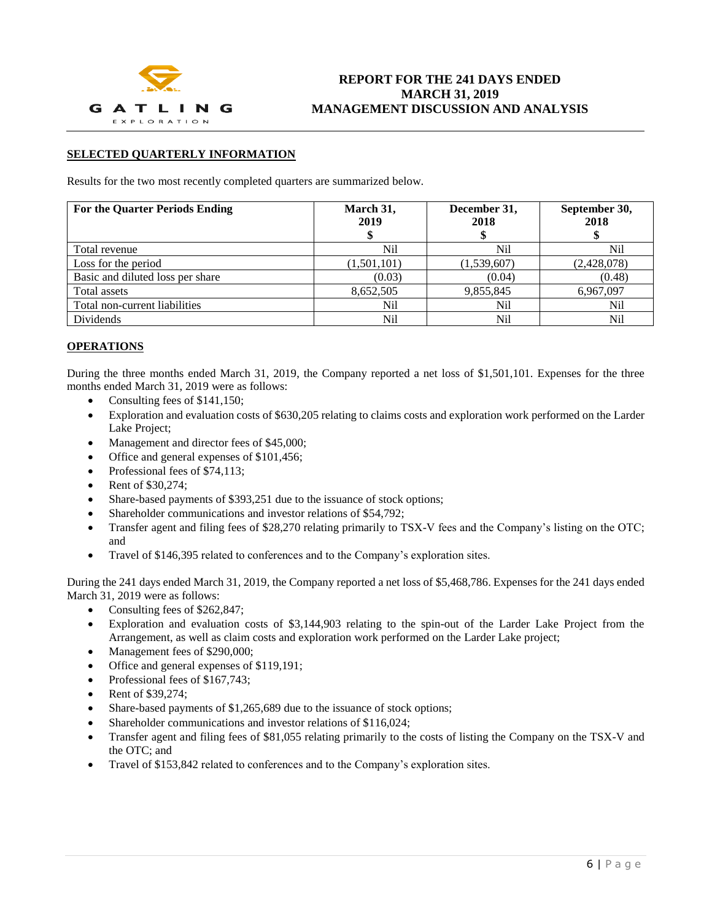## SELECTED QUARTERLY INFORMATION

Results for the two most recently completed quarters are summarized below.

| For the Quarter Periods Ending | March 31, 2019 $ | December 31, 2018 $ | September 30, 2018 $ |
|---|---|---|---|
| Total revenue | Nil | Nil | Nil |
| Loss for the period | (1,501,101) | (1,539,607) | (2,428,078) |
| Basic and diluted loss per share | (0.03) | (0.04) | (0.48) |
| Total assets | 8,652,505 | 9,855,845 | 6,967,097 |
| Total non-current liabilities | Nil | Nil | Nil |
| Dividends | Nil | Nil | Nil |

## OPERATIONS

During the three months ended March 31, 2019, the Company reported a net loss of $1,501,101. Expenses for the three months ended March 31, 2019 were as follows:

- Consulting fees of $141,150;
- Exploration and evaluation costs of $630,205 relating to claims costs and exploration work performed on the Larder Lake Project;
- Management and director fees of $45,000;
- Office and general expenses of $101,456;
- Professional fees of $74,113;
- Rent of $30,274;
- Share-based payments of $393,251 due to the issuance of stock options;
- Shareholder communications and investor relations of $54,792;
- Transfer agent and filing fees of $28,270 relating primarily to TSX-V fees and the Company's listing on the OTC; and
- Travel of $146,395 related to conferences and to the Company's exploration sites.

During the 241 days ended March 31, 2019, the Company reported a net loss of $5,468,786. Expenses for the 241 days ended March 31, 2019 were as follows:

- Consulting fees of $262,847;
- Exploration and evaluation costs of $3,144,903 relating to the spin-out of the Larder Lake Project from the Arrangement, as well as claim costs and exploration work performed on the Larder Lake project;
- Management fees of $290,000;
- Office and general expenses of $119,191;
- Professional fees of $167,743;
- Rent of $39,274;
- Share-based payments of $1,265,689 due to the issuance of stock options;
- Shareholder communications and investor relations of $116,024;
- Transfer agent and filing fees of $81,055 relating primarily to the costs of listing the Company on the TSX-V and the OTC; and
- Travel of $153,842 related to conferences and to the Company's exploration sites.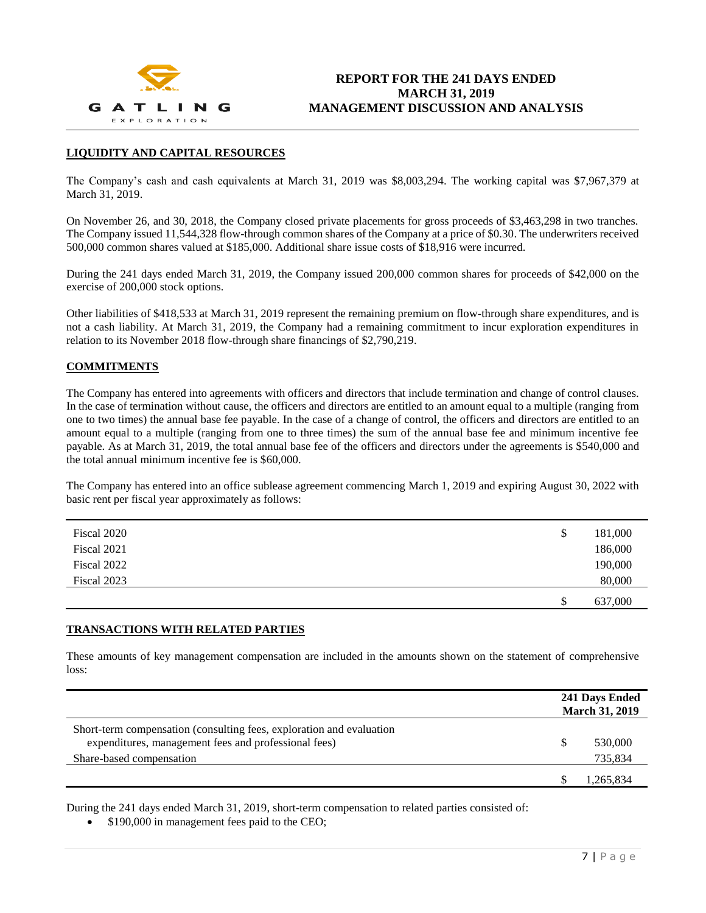## LIQUIDITY AND CAPITAL RESOURCES

The Company's cash and cash equivalents at March 31, 2019 was $8,003,294. The working capital was $7,967,379 at March 31, 2019.

On November 26, and 30, 2018, the Company closed private placements for gross proceeds of $3,463,298 in two tranches. The Company issued 11,544,328 flow-through common shares of the Company at a price of $0.30. The underwriters received 500,000 common shares valued at $185,000. Additional share issue costs of $18,916 were incurred.

During the 241 days ended March 31, 2019, the Company issued 200,000 common shares for proceeds of $42,000 on the exercise of 200,000 stock options.

Other liabilities of $418,533 at March 31, 2019 represent the remaining premium on flow-through share expenditures, and is not a cash liability. At March 31, 2019, the Company had a remaining commitment to incur exploration expenditures in relation to its November 2018 flow-through share financings of $2,790,219.

## COMMITMENTS

The Company has entered into agreements with officers and directors that include termination and change of control clauses. In the case of termination without cause, the officers and directors are entitled to an amount equal to a multiple (ranging from one to two times) the annual base fee payable. In the case of a change of control, the officers and directors are entitled to an amount equal to a multiple (ranging from one to three times) the sum of the annual base fee and minimum incentive fee payable. As at March 31, 2019, the total annual base fee of the officers and directors under the agreements is $540,000 and the total annual minimum incentive fee is $60,000.

The Company has entered into an office sublease agreement commencing March 1, 2019 and expiring August 30, 2022 with basic rent per fiscal year approximately as follows:

| | | |
|---|---|---|
| Fiscal 2020 | $ | 181,000 |
| Fiscal 2021 | | 186,000 |
| Fiscal 2022 | | 190,000 |
| Fiscal 2023 | | 80,000 |
| | $ | 637,000 |

## TRANSACTIONS WITH RELATED PARTIES

These amounts of key management compensation are included in the amounts shown on the statement of comprehensive loss:

| | | 241 Days Ended March 31, 2019 |
|---|---|---|
| Short-term compensation (consulting fees, exploration and evaluation expenditures, management fees and professional fees) | $ | 530,000 |
| Share-based compensation | | 735,834 |
| | $ | 1,265,834 |

During the 241 days ended March 31, 2019, short-term compensation to related parties consisted of:

- $190,000 in management fees paid to the CEO;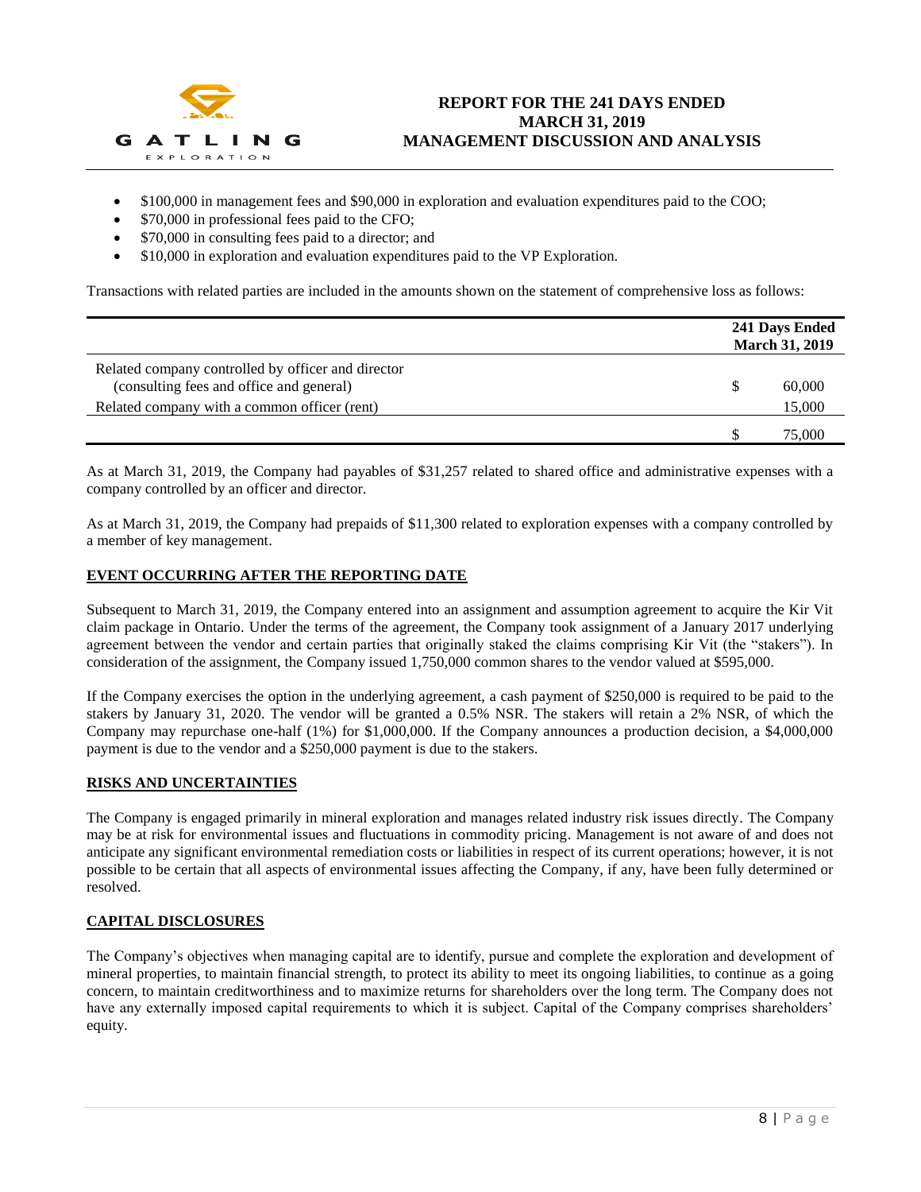- $100,000 in management fees and $90,000 in exploration and evaluation expenditures paid to the COO;
- $70,000 in professional fees paid to the CFO;
- $70,000 in consulting fees paid to a director; and
- $10,000 in exploration and evaluation expenditures paid to the VP Exploration.

Transactions with related parties are included in the amounts shown on the statement of comprehensive loss as follows:

| | | 241 Days Ended March 31, 2019 |
|---|---|---|
| Related company controlled by officer and director (consulting fees and office and general) | $ | 60,000 |
| Related company with a common officer (rent) | | 15,000 |
| | $ | 75,000 |

As at March 31, 2019, the Company had payables of $31,257 related to shared office and administrative expenses with a company controlled by an officer and director.

As at March 31, 2019, the Company had prepaids of $11,300 related to exploration expenses with a company controlled by a member of key management.

## EVENT OCCURRING AFTER THE REPORTING DATE

Subsequent to March 31, 2019, the Company entered into an assignment and assumption agreement to acquire the Kir Vit claim package in Ontario. Under the terms of the agreement, the Company took assignment of a January 2017 underlying agreement between the vendor and certain parties that originally staked the claims comprising Kir Vit (the "stakers"). In consideration of the assignment, the Company issued 1,750,000 common shares to the vendor valued at $595,000.

If the Company exercises the option in the underlying agreement, a cash payment of $250,000 is required to be paid to the stakers by January 31, 2020. The vendor will be granted a 0.5% NSR. The stakers will retain a 2% NSR, of which the Company may repurchase one-half (1%) for $1,000,000. If the Company announces a production decision, a $4,000,000 payment is due to the vendor and a $250,000 payment is due to the stakers.

## RISKS AND UNCERTAINTIES

The Company is engaged primarily in mineral exploration and manages related industry risk issues directly. The Company may be at risk for environmental issues and fluctuations in commodity pricing. Management is not aware of and does not anticipate any significant environmental remediation costs or liabilities in respect of its current operations; however, it is not possible to be certain that all aspects of environmental issues affecting the Company, if any, have been fully determined or resolved.

## CAPITAL DISCLOSURES

The Company's objectives when managing capital are to identify, pursue and complete the exploration and development of mineral properties, to maintain financial strength, to protect its ability to meet its ongoing liabilities, to continue as a going concern, to maintain creditworthiness and to maximize returns for shareholders over the long term. The Company does not have any externally imposed capital requirements to which it is subject. Capital of the Company comprises shareholders' equity.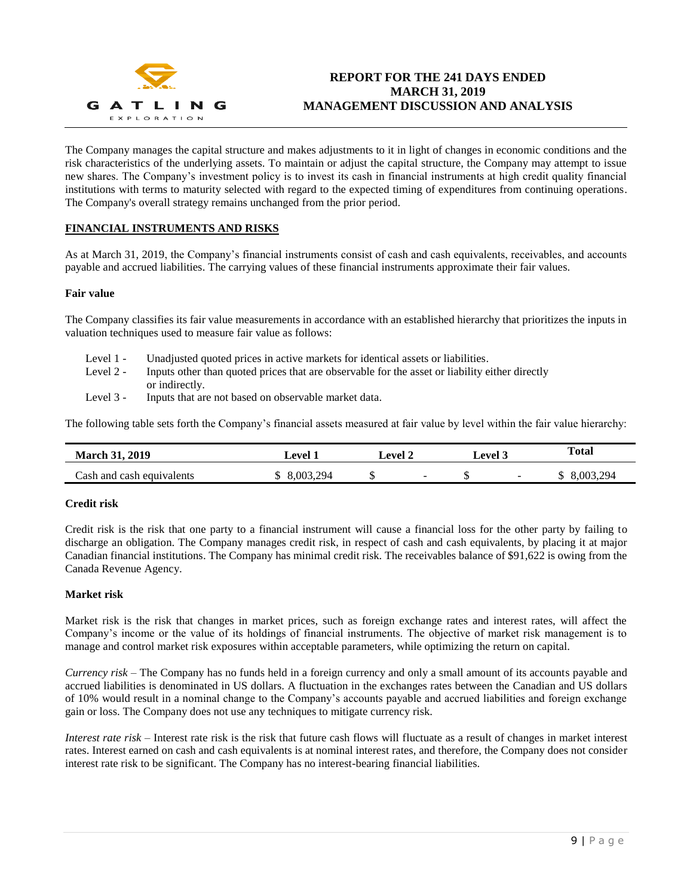The Company manages the capital structure and makes adjustments to it in light of changes in economic conditions and the risk characteristics of the underlying assets. To maintain or adjust the capital structure, the Company may attempt to issue new shares. The Company's investment policy is to invest its cash in financial instruments at high credit quality financial institutions with terms to maturity selected with regard to the expected timing of expenditures from continuing operations. The Company's overall strategy remains unchanged from the prior period.

## FINANCIAL INSTRUMENTS AND RISKS

As at March 31, 2019, the Company's financial instruments consist of cash and cash equivalents, receivables, and accounts payable and accrued liabilities. The carrying values of these financial instruments approximate their fair values.

### Fair value

The Company classifies its fair value measurements in accordance with an established hierarchy that prioritizes the inputs in valuation techniques used to measure fair value as follows:

- Level 1 - Unadjusted quoted prices in active markets for identical assets or liabilities.
- Level 2 - Inputs other than quoted prices that are observable for the asset or liability either directly or indirectly.
- Level 3 - Inputs that are not based on observable market data.

The following table sets forth the Company's financial assets measured at fair value by level within the fair value hierarchy:

| March 31, 2019 | Level 1 | Level 2 | Level 3 | Total |
|---|---|---|---|---|
| Cash and cash equivalents | $ 8,003,294 | $ - | $ - | $ 8,003,294 |

### Credit risk

Credit risk is the risk that one party to a financial instrument will cause a financial loss for the other party by failing to discharge an obligation. The Company manages credit risk, in respect of cash and cash equivalents, by placing it at major Canadian financial institutions. The Company has minimal credit risk. The receivables balance of $91,622 is owing from the Canada Revenue Agency.

### Market risk

Market risk is the risk that changes in market prices, such as foreign exchange rates and interest rates, will affect the Company's income or the value of its holdings of financial instruments. The objective of market risk management is to manage and control market risk exposures within acceptable parameters, while optimizing the return on capital.

*Currency risk* – The Company has no funds held in a foreign currency and only a small amount of its accounts payable and accrued liabilities is denominated in US dollars. A fluctuation in the exchanges rates between the Canadian and US dollars of 10% would result in a nominal change to the Company's accounts payable and accrued liabilities and foreign exchange gain or loss. The Company does not use any techniques to mitigate currency risk.

*Interest rate risk* – Interest rate risk is the risk that future cash flows will fluctuate as a result of changes in market interest rates. Interest earned on cash and cash equivalents is at nominal interest rates, and therefore, the Company does not consider interest rate risk to be significant. The Company has no interest-bearing financial liabilities.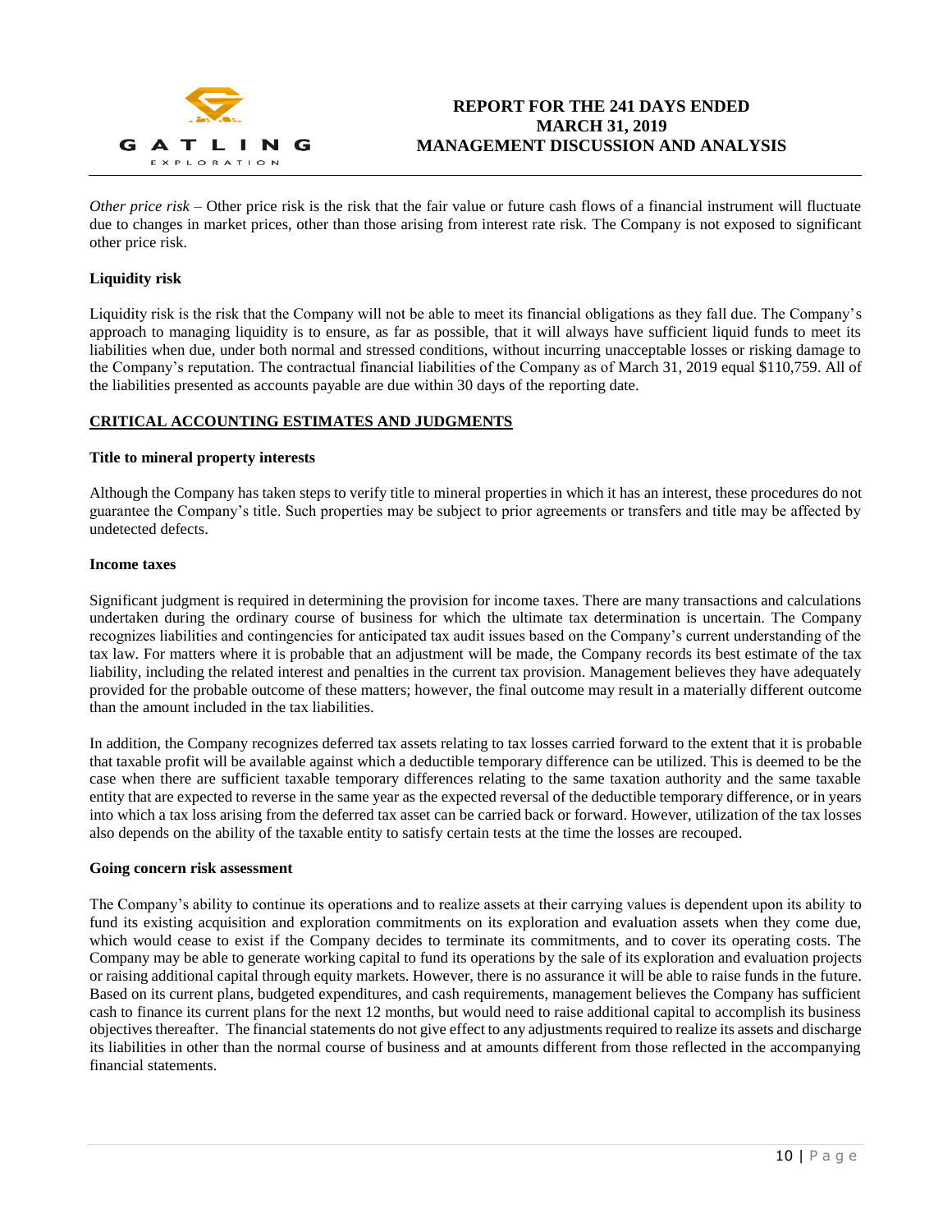*Other price risk* – Other price risk is the risk that the fair value or future cash flows of a financial instrument will fluctuate due to changes in market prices, other than those arising from interest rate risk. The Company is not exposed to significant other price risk.

**Liquidity risk**

Liquidity risk is the risk that the Company will not be able to meet its financial obligations as they fall due. The Company's approach to managing liquidity is to ensure, as far as possible, that it will always have sufficient liquid funds to meet its liabilities when due, under both normal and stressed conditions, without incurring unacceptable losses or risking damage to the Company's reputation. The contractual financial liabilities of the Company as of March 31, 2019 equal $110,759. All of the liabilities presented as accounts payable are due within 30 days of the reporting date.

## CRITICAL ACCOUNTING ESTIMATES AND JUDGMENTS

**Title to mineral property interests**

Although the Company has taken steps to verify title to mineral properties in which it has an interest, these procedures do not guarantee the Company's title. Such properties may be subject to prior agreements or transfers and title may be affected by undetected defects.

**Income taxes**

Significant judgment is required in determining the provision for income taxes. There are many transactions and calculations undertaken during the ordinary course of business for which the ultimate tax determination is uncertain. The Company recognizes liabilities and contingencies for anticipated tax audit issues based on the Company's current understanding of the tax law. For matters where it is probable that an adjustment will be made, the Company records its best estimate of the tax liability, including the related interest and penalties in the current tax provision. Management believes they have adequately provided for the probable outcome of these matters; however, the final outcome may result in a materially different outcome than the amount included in the tax liabilities.

In addition, the Company recognizes deferred tax assets relating to tax losses carried forward to the extent that it is probable that taxable profit will be available against which a deductible temporary difference can be utilized. This is deemed to be the case when there are sufficient taxable temporary differences relating to the same taxation authority and the same taxable entity that are expected to reverse in the same year as the expected reversal of the deductible temporary difference, or in years into which a tax loss arising from the deferred tax asset can be carried back or forward. However, utilization of the tax losses also depends on the ability of the taxable entity to satisfy certain tests at the time the losses are recouped.

**Going concern risk assessment**

The Company's ability to continue its operations and to realize assets at their carrying values is dependent upon its ability to fund its existing acquisition and exploration commitments on its exploration and evaluation assets when they come due, which would cease to exist if the Company decides to terminate its commitments, and to cover its operating costs. The Company may be able to generate working capital to fund its operations by the sale of its exploration and evaluation projects or raising additional capital through equity markets. However, there is no assurance it will be able to raise funds in the future. Based on its current plans, budgeted expenditures, and cash requirements, management believes the Company has sufficient cash to finance its current plans for the next 12 months, but would need to raise additional capital to accomplish its business objectives thereafter. The financial statements do not give effect to any adjustments required to realize its assets and discharge its liabilities in other than the normal course of business and at amounts different from those reflected in the accompanying financial statements.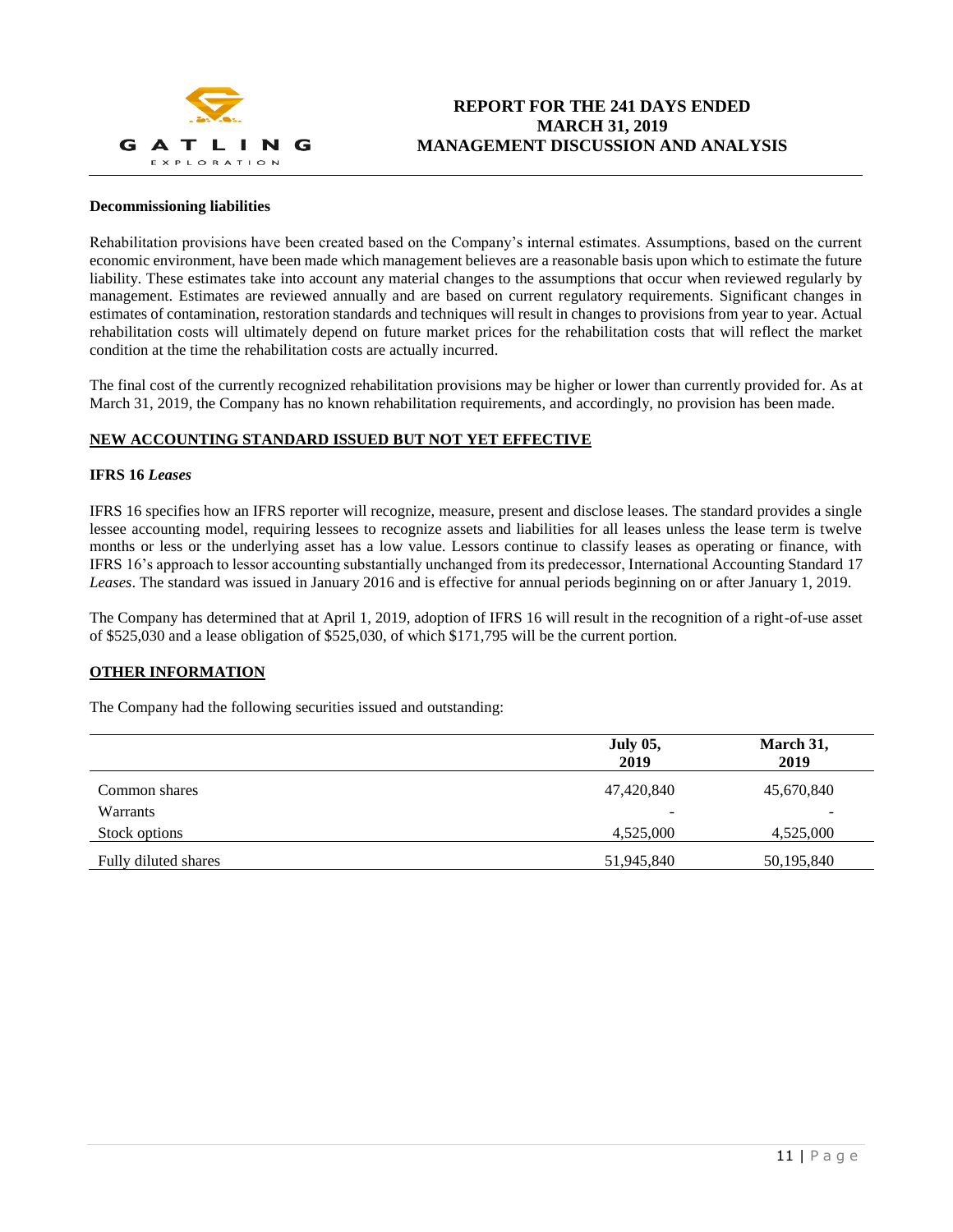**Decommissioning liabilities**

Rehabilitation provisions have been created based on the Company's internal estimates. Assumptions, based on the current economic environment, have been made which management believes are a reasonable basis upon which to estimate the future liability. These estimates take into account any material changes to the assumptions that occur when reviewed regularly by management. Estimates are reviewed annually and are based on current regulatory requirements. Significant changes in estimates of contamination, restoration standards and techniques will result in changes to provisions from year to year. Actual rehabilitation costs will ultimately depend on future market prices for the rehabilitation costs that will reflect the market condition at the time the rehabilitation costs are actually incurred.

The final cost of the currently recognized rehabilitation provisions may be higher or lower than currently provided for. As at March 31, 2019, the Company has no known rehabilitation requirements, and accordingly, no provision has been made.

## NEW ACCOUNTING STANDARD ISSUED BUT NOT YET EFFECTIVE

**IFRS 16 *Leases***

IFRS 16 specifies how an IFRS reporter will recognize, measure, present and disclose leases. The standard provides a single lessee accounting model, requiring lessees to recognize assets and liabilities for all leases unless the lease term is twelve months or less or the underlying asset has a low value. Lessors continue to classify leases as operating or finance, with IFRS 16's approach to lessor accounting substantially unchanged from its predecessor, International Accounting Standard 17 *Leases*. The standard was issued in January 2016 and is effective for annual periods beginning on or after January 1, 2019.

The Company has determined that at April 1, 2019, adoption of IFRS 16 will result in the recognition of a right-of-use asset of $525,030 and a lease obligation of $525,030, of which $171,795 will be the current portion.

## OTHER INFORMATION

The Company had the following securities issued and outstanding:

| | July 05, 2019 | March 31, 2019 |
|---|---|---|
| Common shares | 47,420,840 | 45,670,840 |
| Warrants | - | - |
| Stock options | 4,525,000 | 4,525,000 |
| Fully diluted shares | 51,945,840 | 50,195,840 |